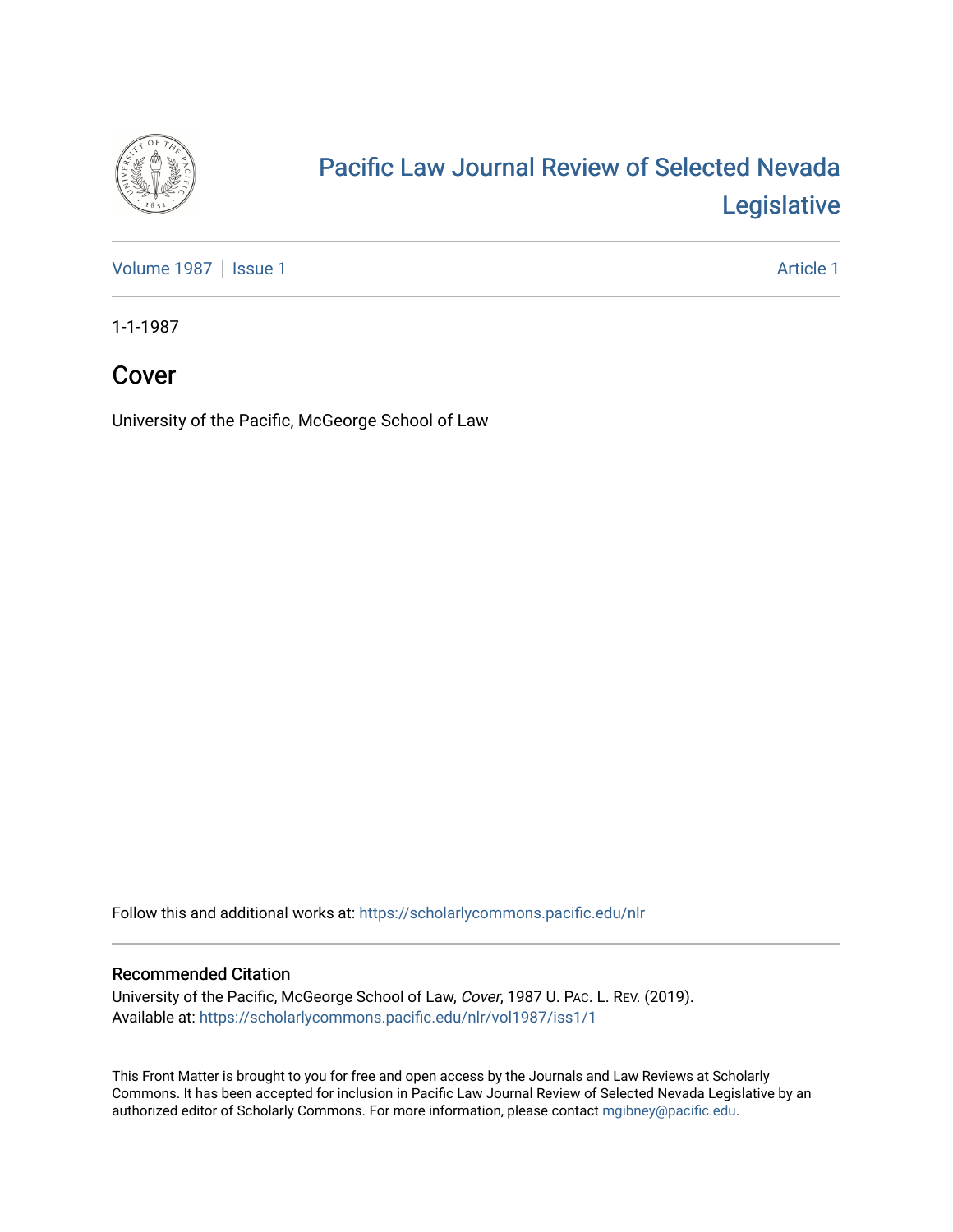# Pacific Law Journal Review of Selected Nevada Legislative

Volume 1987 | Issue 1 | Article 1

1-1-1987

## Cover

University of the Pacific, McGeorge School of Law

Follow this and additional works at: https://scholarlycommons.pacific.edu/nlr

### Recommended Citation

University of the Pacific, McGeorge School of Law, *Cover*, 1987 U. PAC. L. REV. (2019).
Available at: https://scholarlycommons.pacific.edu/nlr/vol1987/iss1/1

This Front Matter is brought to you for free and open access by the Journals and Law Reviews at Scholarly Commons. It has been accepted for inclusion in Pacific Law Journal Review of Selected Nevada Legislative by an authorized editor of Scholarly Commons. For more information, please contact mgibney@pacific.edu.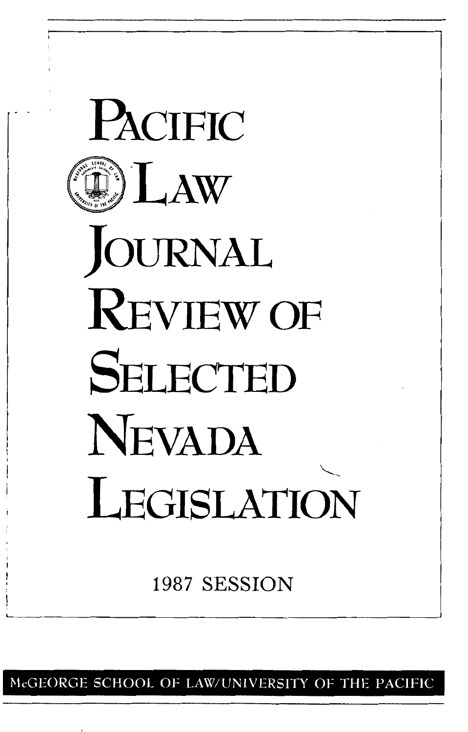# PACIFIC LAW JOURNAL REVIEW OF SELECTED NEVADA LEGISLATION

1987 SESSION

McGEORGE SCHOOL OF LAW/UNIVERSITY OF THE PACIFIC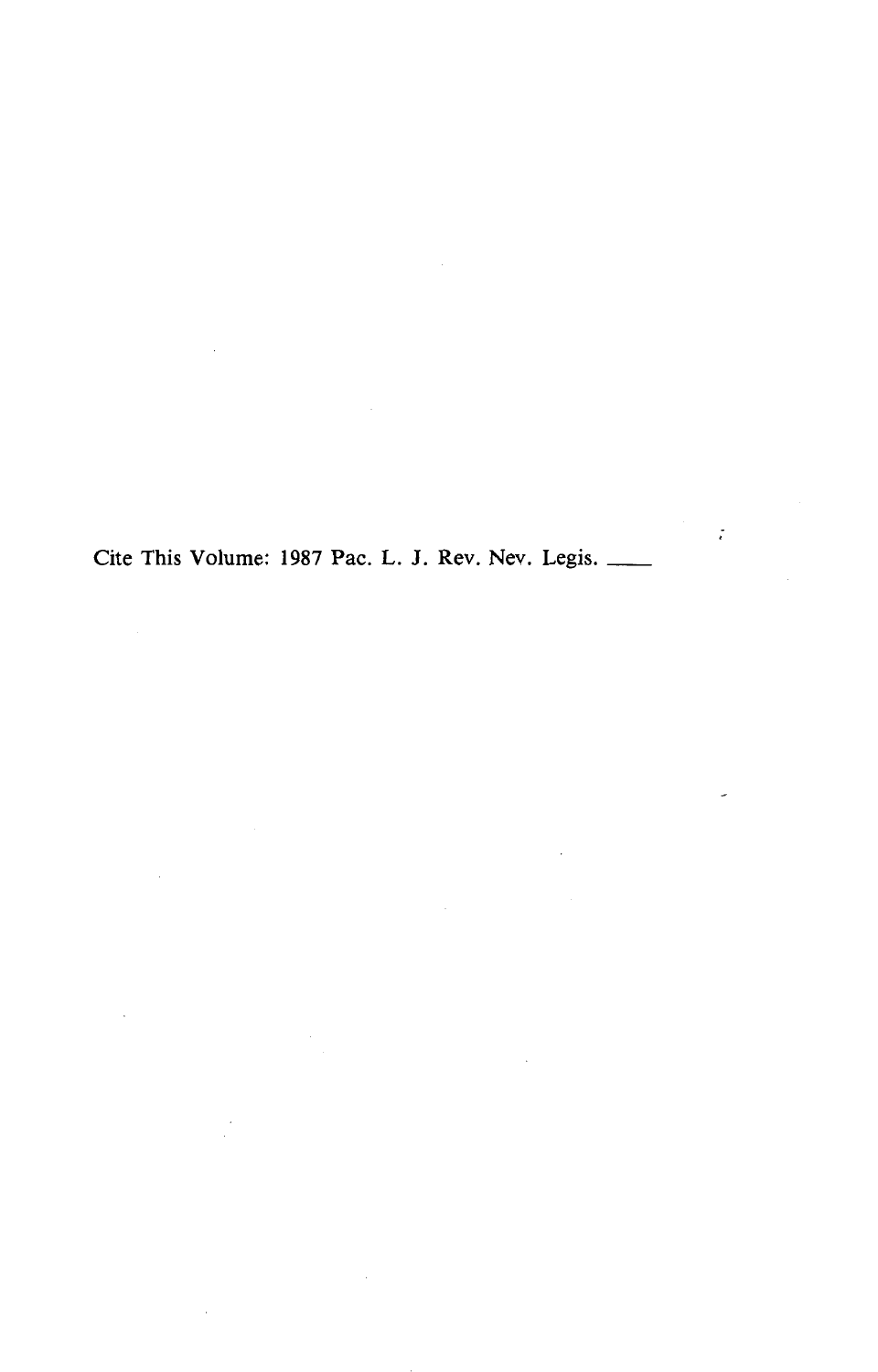Cite This Volume: 1987 Pac. L. J. Rev. Nev. Legis. ____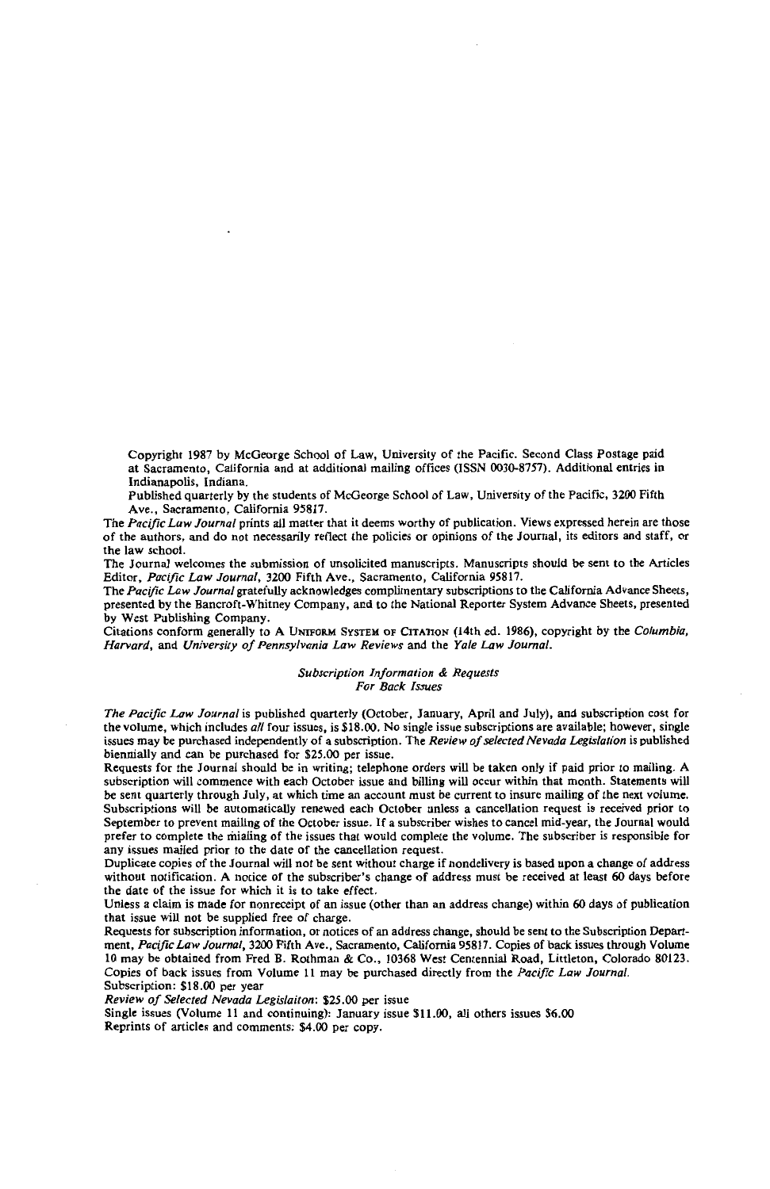Copyright 1987 by McGeorge School of Law, University of the Pacific. Second Class Postage paid at Sacramento, California and at additional mailing offices (ISSN 0030-8757). Additional entries in Indianapolis, Indiana.

Published quarterly by the students of McGeorge School of Law, University of the Pacific, 3200 Fifth Ave., Sacramento, California 95817.

The *Pacific Law Journal* prints all matter that it deems worthy of publication. Views expressed herein are those of the authors, and do not necessarily reflect the policies or opinions of the Journal, its editors and staff, or the law school.

The Journal welcomes the submission of unsolicited manuscripts. Manuscripts should be sent to the Articles Editor, *Pacific Law Journal*, 3200 Fifth Ave., Sacramento, California 95817.

The *Pacific Law Journal* gratefully acknowledges complimentary subscriptions to the California Advance Sheets, presented by the Bancroft-Whitney Company, and to the National Reporter System Advance Sheets, presented by West Publishing Company.

Citations conform generally to A UNIFORM SYSTEM OF CITATION (14th ed. 1986), copyright by the *Columbia*, *Harvard*, and *University of Pennsylvania Law Reviews* and the *Yale Law Journal*.

*Subscription Information & Requests*
*For Back Issues*

*The Pacific Law Journal* is published quarterly (October, January, April and July), and subscription cost for the volume, which includes *all* four issues, is $18.00. No single issue subscriptions are available; however, single issues may be purchased independently of a subscription. The *Review of selected Nevada Legislation* is published biennially and can be purchased for $25.00 per issue.

Requests for the Journal should be in writing; telephone orders will be taken only if paid prior to mailing. A subscription will commence with each October issue and billing will occur within that month. Statements will be sent quarterly through July, at which time an account must be current to insure mailing of the next volume. Subscriptions will be automatically renewed each October unless a cancellation request is received prior to September to prevent mailing of the October issue. If a subscriber wishes to cancel mid-year, the Journal would prefer to complete the mialing of the issues that would complete the volume. The subscriber is responsible for any issues mailed prior to the date of the cancellation request.

Duplicate copies of the Journal will not be sent without charge if nondelivery is based upon a change of address without notification. A notice of the subscriber's change of address must be received at least 60 days before the date of the issue for which it is to take effect.

Unless a claim is made for nonreceipt of an issue (other than an address change) within 60 days of publication that issue will not be supplied free of charge.

Requests for subscription information, or notices of an address change, should be sent to the Subscription Department, *Pacific Law Journal*, 3200 Fifth Ave., Sacramento, California 95817. Copies of back issues through Volume 10 may be obtained from Fred B. Rothman & Co., 10368 West Centennial Road, Littleton, Colorado 80123. Copies of back issues from Volume 11 may be purchased directly from the *Pacific Law Journal*.

Subscription: $18.00 per year

*Review of Selected Nevada Legislaiton*: $25.00 per issue

Single issues (Volume 11 and continuing): January issue $11.00, all others issues $6.00

Reprints of articles and comments: $4.00 per copy.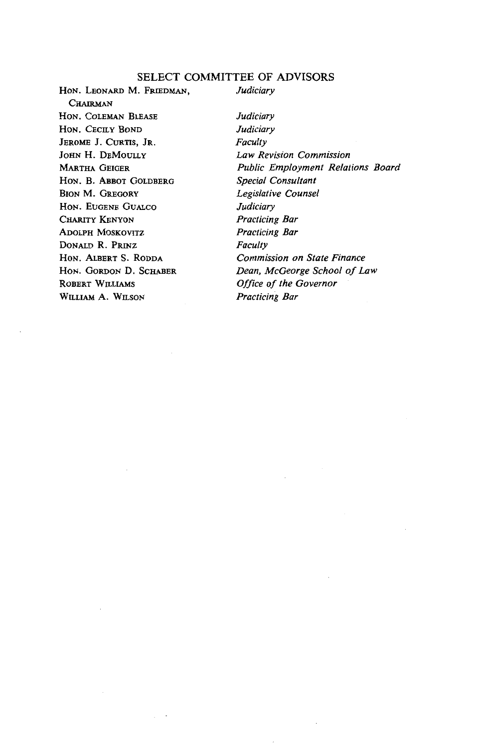## SELECT COMMITTEE OF ADVISORS

| | |
|---|---|
| HON. LEONARD M. FRIEDMAN, CHAIRMAN | *Judiciary* |
| HON. COLEMAN BLEASE | *Judiciary* |
| HON. CECILY BOND | *Judiciary* |
| JEROME J. CURTIS, JR. | *Faculty* |
| JOHN H. DEMOULLY | *Law Revision Commission* |
| MARTHA GEIGER | *Public Employment Relations Board* |
| HON. B. ABBOT GOLDBERG | *Special Consultant* |
| BION M. GREGORY | *Legislative Counsel* |
| HON. EUGENE GUALCO | *Judiciary* |
| CHARITY KENYON | *Practicing Bar* |
| ADOLPH MOSKOVITZ | *Practicing Bar* |
| DONALD R. PRINZ | *Faculty* |
| HON. ALBERT S. RODDA | *Commission on State Finance* |
| HON. GORDON D. SCHABER | *Dean, McGeorge School of Law* |
| ROBERT WILLIAMS | *Office of the Governor* |
| WILLIAM A. WILSON | *Practicing Bar* |